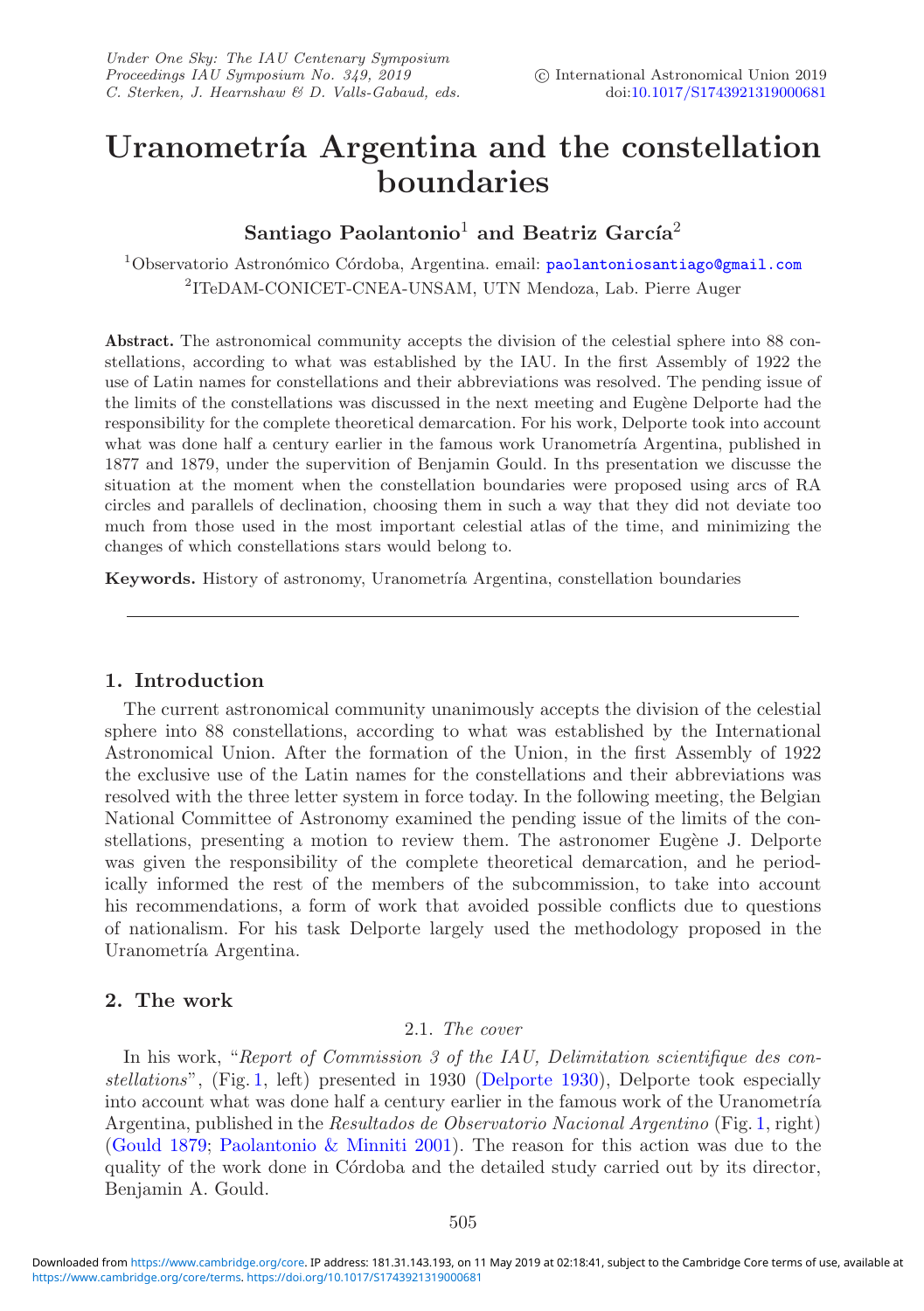# Uranometría Argentina and the constellation boundaries

**Santiago Paolantonio**[1] **and Beatriz García**[2]

[1]Observatorio Astronómico Córdoba, Argentina. email: paolantoniosantiago@gmail.com
[2]ITeDAM-CONICET-CNEA-UNSAM, UTN Mendoza, Lab. Pierre Auger

**Abstract.** The astronomical community accepts the division of the celestial sphere into 88 constellations, according to what was established by the IAU. In the first Assembly of 1922 the use of Latin names for constellations and their abbreviations was resolved. The pending issue of the limits of the constellations was discussed in the next meeting and Eugène Delporte had the responsibility for the complete theoretical demarcation. For his work, Delporte took into account what was done half a century earlier in the famous work Uranometría Argentina, published in 1877 and 1879, under the supervition of Benjamin Gould. In ths presentation we discuss the situation at the moment when the constellation boundaries were proposed using arcs of RA circles and parallels of declination, choosing them in such a way that they did not deviate too much from those used in the most important celestial atlas of the time, and minimizing the changes of which constellations stars would belong to.

**Keywords.** History of astronomy, Uranometría Argentina, constellation boundaries

## 1. Introduction

The current astronomical community unanimously accepts the division of the celestial sphere into 88 constellations, according to what was established by the International Astronomical Union. After the formation of the Union, in the first Assembly of 1922 the exclusive use of the Latin names for the constellations and their abbreviations was resolved with the three letter system in force today. In the following meeting, the Belgian National Committee of Astronomy examined the pending issue of the limits of the constellations, presenting a motion to review them. The astronomer Eugène J. Delporte was given the responsibility of the complete theoretical demarcation, and he periodically informed the rest of the members of the subcommission, to take into account his recommendations, a form of work that avoided possible conflicts due to questions of nationalism. For his task Delporte largely used the methodology proposed in the Uranometría Argentina.

## 2. The work

### 2.1. *The cover*

In his work, "*Report of Commission 3 of the IAU, Delimitation scientifique des constellations*", (Fig. 1, left) presented in 1930 (Delporte 1930), Delporte took especially into account what was done half a century earlier in the famous work of the Uranometría Argentina, published in the *Resultados de Observatorio Nacional Argentino* (Fig. 1, right) (Gould 1879; Paolantonio & Minniti 2001). The reason for this action was due to the quality of the work done in Córdoba and the detailed study carried out by its director, Benjamin A. Gould.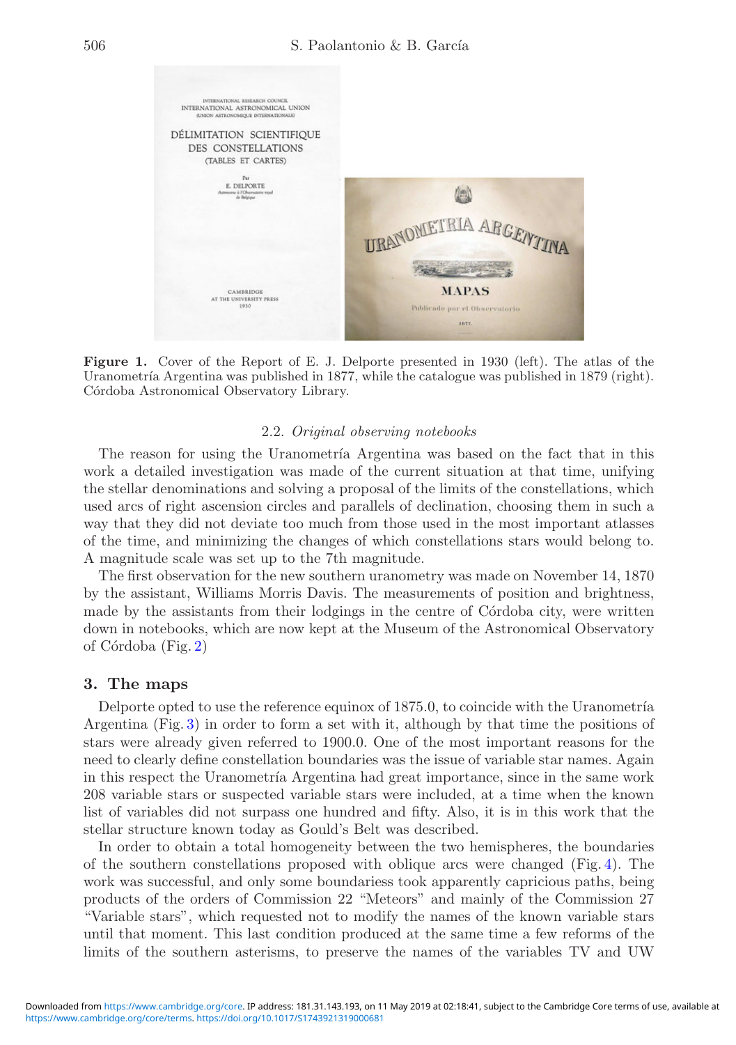**Figure 1.** Cover of the Report of E. J. Delporte presented in 1930 (left). The atlas of the Uranometría Argentina was published in 1877, while the catalogue was published in 1879 (right). Córdoba Astronomical Observatory Library.

### 2.2. *Original observing notebooks*

The reason for using the Uranometría Argentina was based on the fact that in this work a detailed investigation was made of the current situation at that time, unifying the stellar denominations and solving a proposal of the limits of the constellations, which used arcs of right ascension circles and parallels of declination, choosing them in such a way that they did not deviate too much from those used in the most important atlasses of the time, and minimizing the changes of which constellations stars would belong to. A magnitude scale was set up to the 7th magnitude.

The first observation for the new southern uranometry was made on November 14, 1870 by the assistant, Williams Morris Davis. The measurements of position and brightness, made by the assistants from their lodgings in the centre of Córdoba city, were written down in notebooks, which are now kept at the Museum of the Astronomical Observatory of Córdoba (Fig. 2)

## 3. The maps

Delporte opted to use the reference equinox of 1875.0, to coincide with the Uranometría Argentina (Fig. 3) in order to form a set with it, although by that time the positions of stars were already given referred to 1900.0. One of the most important reasons for the need to clearly define constellation boundaries was the issue of variable star names. Again in this respect the Uranometría Argentina had great importance, since in the same work 208 variable stars or suspected variable stars were included, at a time when the known list of variables did not surpass one hundred and fifty. Also, it is in this work that the stellar structure known today as Gould's Belt was described.

In order to obtain a total homogeneity between the two hemispheres, the boundaries of the southern constellations proposed with oblique arcs were changed (Fig. 4). The work was successful, and only some boundariess took apparently capricious paths, being products of the orders of Commission 22 "Meteors" and mainly of the Commission 27 "Variable stars", which requested not to modify the names of the known variable stars until that moment. This last condition produced at the same time a few reforms of the limits of the southern asterisms, to preserve the names of the variables TV and UW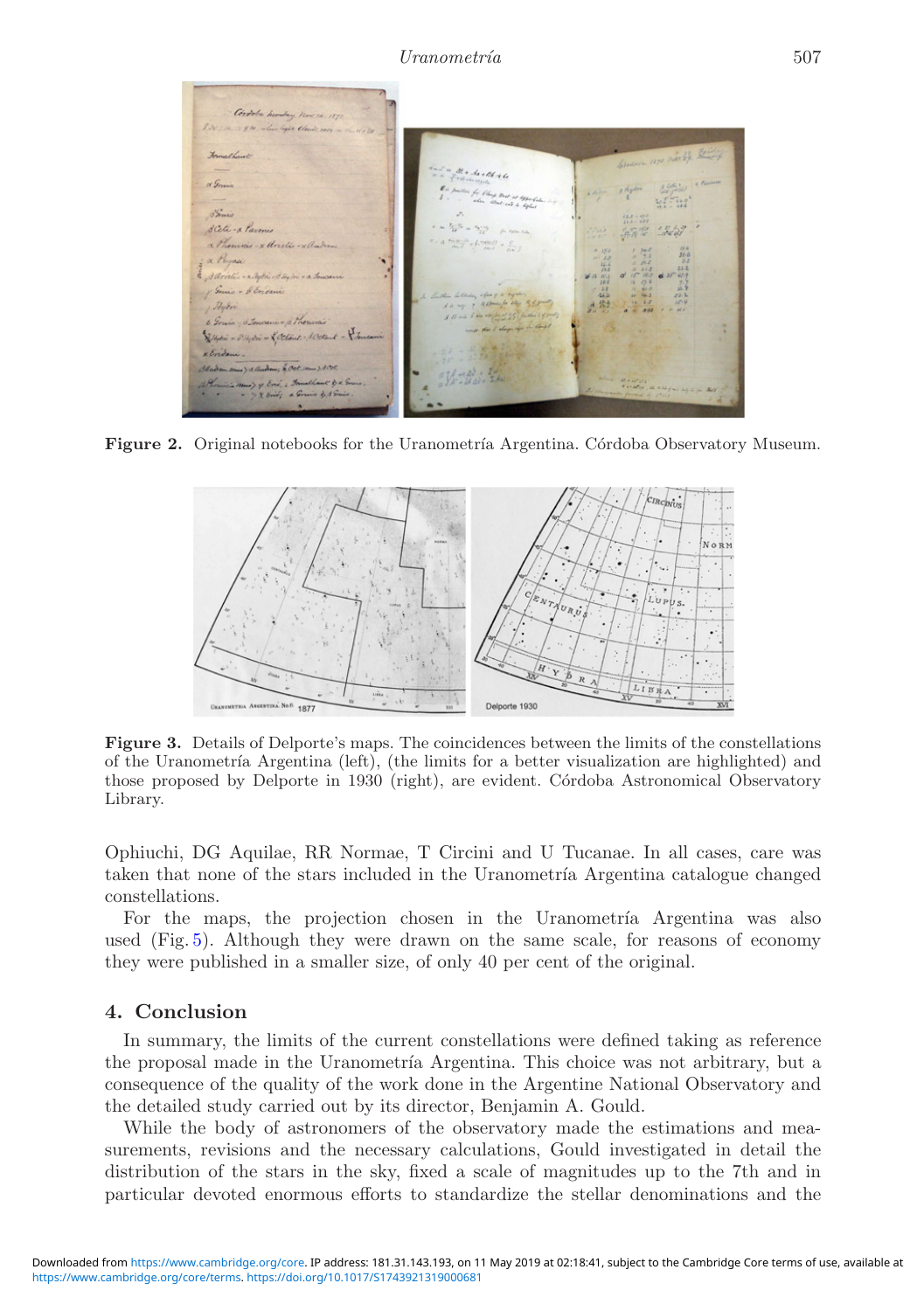**Figure 2.** Original notebooks for the Uranometría Argentina. Córdoba Observatory Museum.

**Figure 3.** Details of Delporte's maps. The coincidences between the limits of the constellations of the Uranometría Argentina (left), (the limits for a better visualization are highlighted) and those proposed by Delporte in 1930 (right), are evident. Córdoba Astronomical Observatory Library.

Ophiuchi, DG Aquilae, RR Normae, T Circini and U Tucanae. In all cases, care was taken that none of the stars included in the Uranometría Argentina catalogue changed constellations.

For the maps, the projection chosen in the Uranometría Argentina was also used (Fig. 5). Although they were drawn on the same scale, for reasons of economy they were published in a smaller size, of only 40 per cent of the original.

## 4. Conclusion

In summary, the limits of the current constellations were defined taking as reference the proposal made in the Uranometría Argentina. This choice was not arbitrary, but a consequence of the quality of the work done in the Argentine National Observatory and the detailed study carried out by its director, Benjamin A. Gould.

While the body of astronomers of the observatory made the estimations and measurements, revisions and the necessary calculations, Gould investigated in detail the distribution of the stars in the sky, fixed a scale of magnitudes up to the 7th and in particular devoted enormous efforts to standardize the stellar denominations and the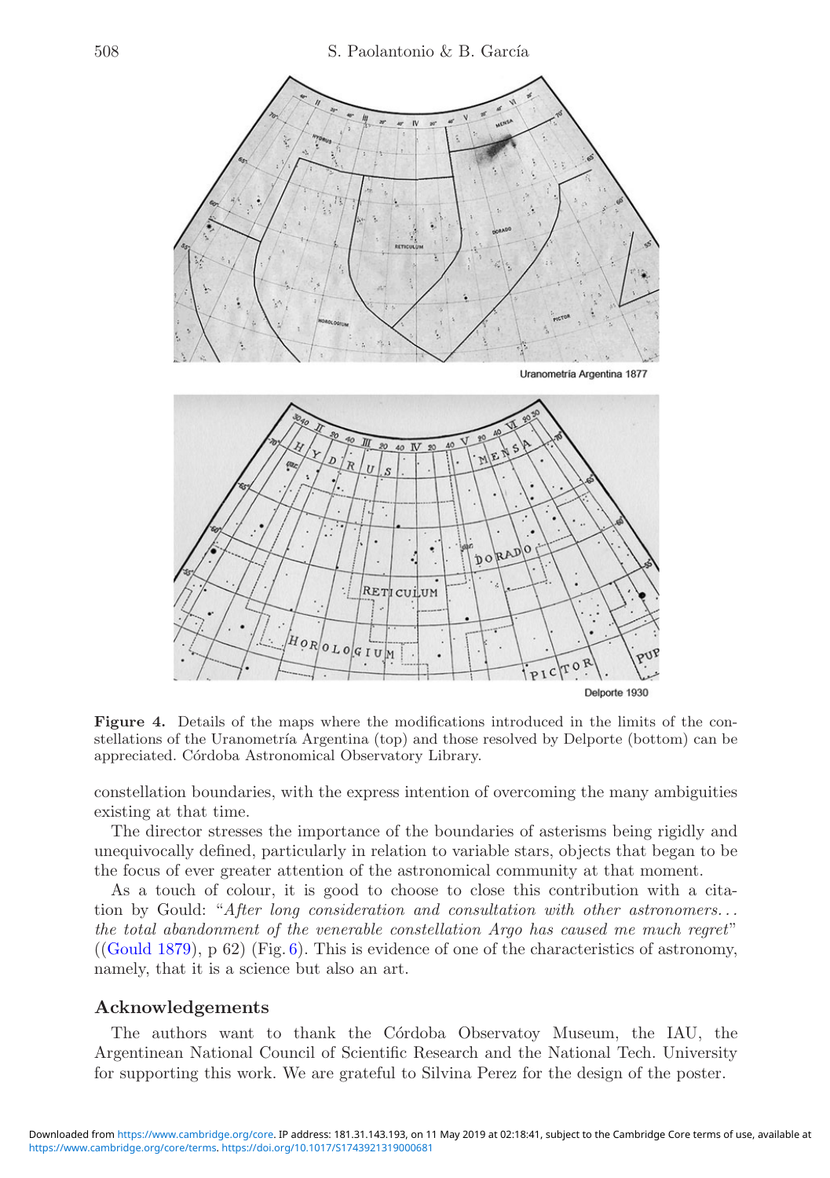Uranometría Argentina 1877

Delporte 1930

**Figure 4.** Details of the maps where the modifications introduced in the limits of the constellations of the Uranometría Argentina (top) and those resolved by Delporte (bottom) can be appreciated. Córdoba Astronomical Observatory Library.

constellation boundaries, with the express intention of overcoming the many ambiguities existing at that time.

The director stresses the importance of the boundaries of asterisms being rigidly and unequivocally defined, particularly in relation to variable stars, objects that began to be the focus of ever greater attention of the astronomical community at that moment.

As a touch of colour, it is good to choose to close this contribution with a citation by Gould: "*After long consideration and consultation with other astronomers... the total abandonment of the venerable constellation Argo has caused me much regret*" ((Gould 1879), p 62) (Fig. 6). This is evidence of one of the characteristics of astronomy, namely, that it is a science but also an art.

## Acknowledgements

The authors want to thank the Córdoba Observatoy Museum, the IAU, the Argentinean National Council of Scientific Research and the National Tech. University for supporting this work. We are grateful to Silvina Perez for the design of the poster.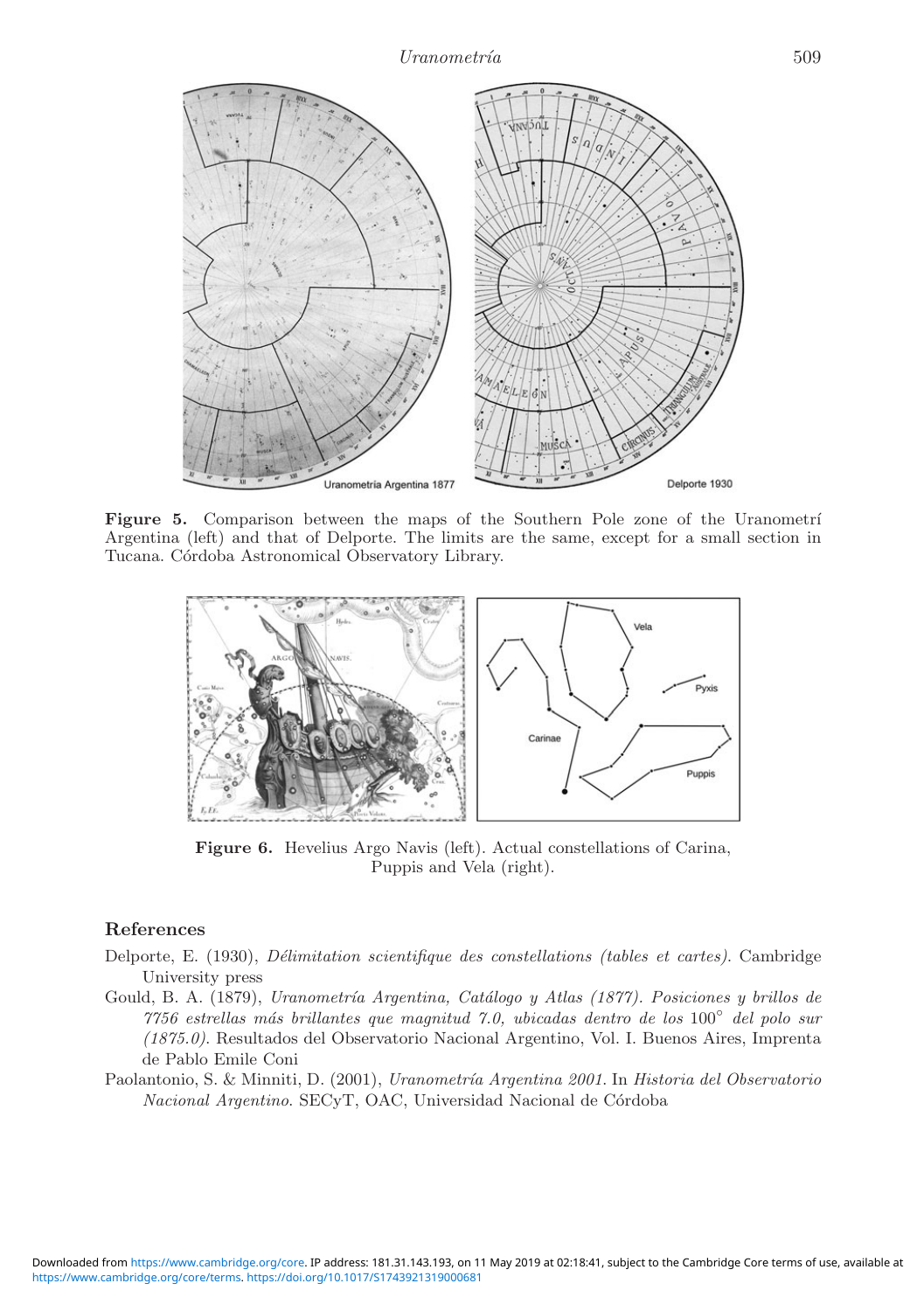**Figure 5.** Comparison between the maps of the Southern Pole zone of the Uranometrí Argentina (left) and that of Delporte. The limits are the same, except for a small section in Tucana. Córdoba Astronomical Observatory Library.

**Figure 6.** Hevelius Argo Navis (left). Actual constellations of Carina, Puppis and Vela (right).

## References

Delporte, E. (1930), *Délimitation scientifique des constellations (tables et cartes)*. Cambridge University press

Gould, B. A. (1879), *Uranometría Argentina, Catálogo y Atlas (1877). Posiciones y brillos de 7756 estrellas más brillantes que magnitud 7.0, ubicadas dentro de los* $100^\circ$ *del polo sur (1875.0)*. Resultados del Observatorio Nacional Argentino, Vol. I. Buenos Aires, Imprenta de Pablo Emile Coni

Paolantonio, S. & Minniti, D. (2001), *Uranometría Argentina 2001*. In *Historia del Observatorio Nacional Argentino*. SECyT, OAC, Universidad Nacional de Córdoba